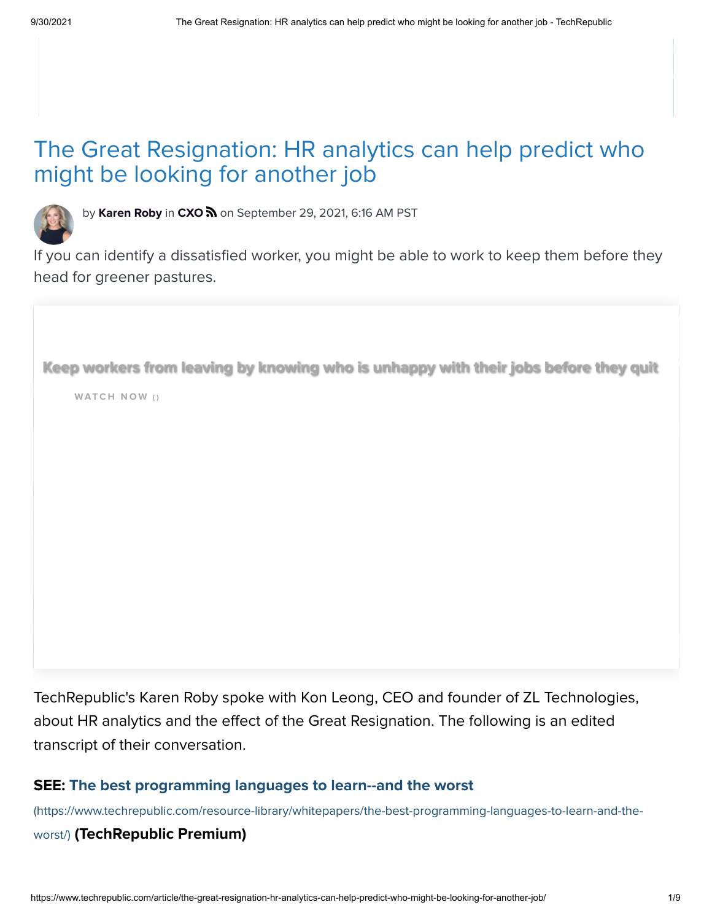# The Great Resignation: HR analytics can help predict who might be looking for another job

by **Karen Roby** in **CXO** on September 29, 2021, 6:16 AM PST

If you can identify a dissatisfied worker, you might be able to work to keep them before they head for greener pastures.

**Keep workers from leaving by knowing who is unhappy with their jobs before they quit**

WATCH NOW ()

TechRepublic's Karen Roby spoke with Kon Leong, CEO and founder of ZL Technologies, about HR analytics and the effect of the Great Resignation. The following is an edited transcript of their conversation.

**SEE: The best programming languages to learn--and the worst** (https://www.techrepublic.com/resource-library/whitepapers/the-best-programming-languages-to-learn-and-the-worst/) **(TechRepublic Premium)**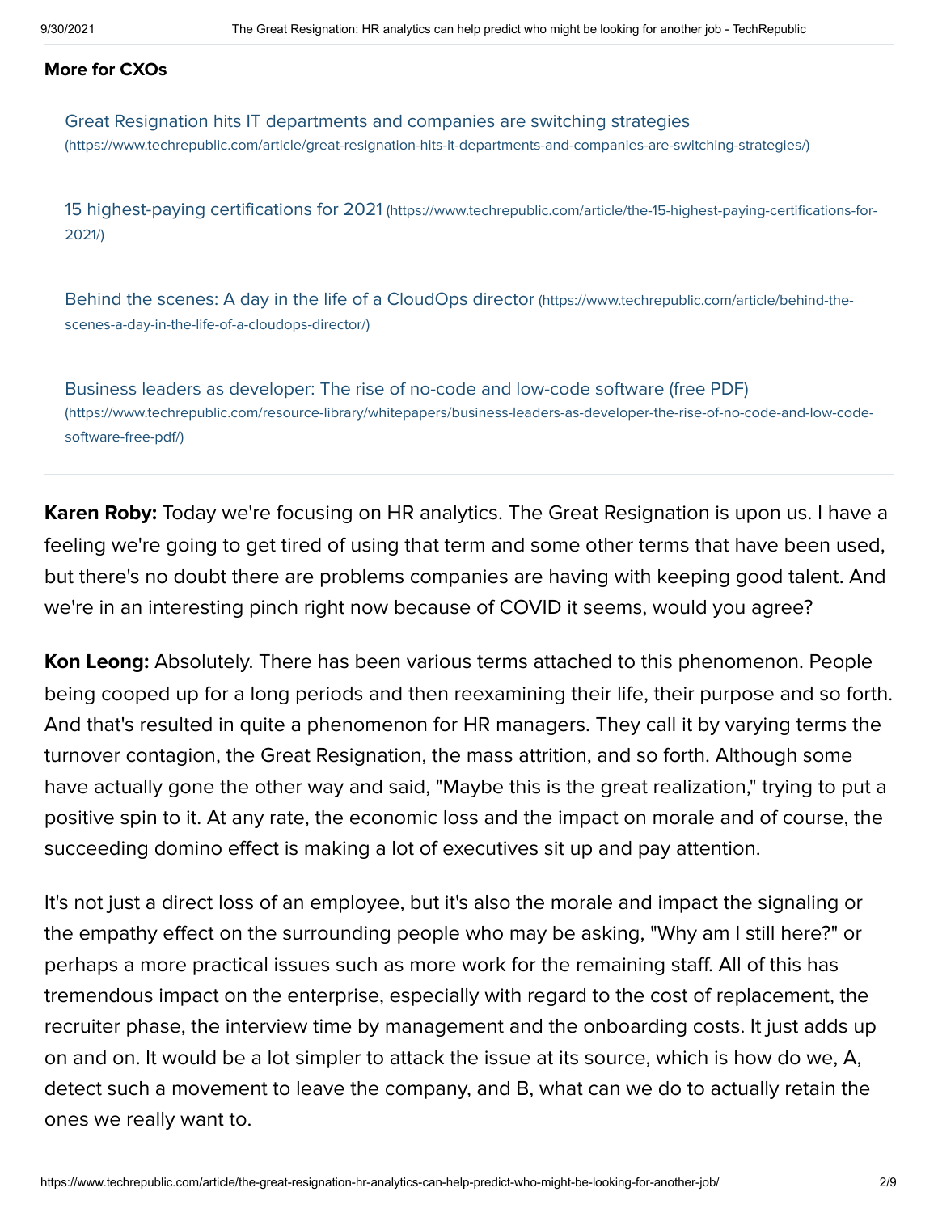**More for CXOs**

[Great Resignation hits IT departments and companies are switching strategies](https://www.techrepublic.com/article/great-resignation-hits-it-departments-and-companies-are-switching-strategies/) (https://www.techrepublic.com/article/great-resignation-hits-it-departments-and-companies-are-switching-strategies/)

[15 highest-paying certifications for 2021](https://www.techrepublic.com/article/the-15-highest-paying-certifications-for-2021/) (https://www.techrepublic.com/article/the-15-highest-paying-certifications-for-2021/)

[Behind the scenes: A day in the life of a CloudOps director](https://www.techrepublic.com/article/behind-the-scenes-a-day-in-the-life-of-a-cloudops-director/) (https://www.techrepublic.com/article/behind-the-scenes-a-day-in-the-life-of-a-cloudops-director/)

[Business leaders as developer: The rise of no-code and low-code software (free PDF)](https://www.techrepublic.com/resource-library/whitepapers/business-leaders-as-developer-the-rise-of-no-code-and-low-code-software-free-pdf/) (https://www.techrepublic.com/resource-library/whitepapers/business-leaders-as-developer-the-rise-of-no-code-and-low-code-software-free-pdf/)

---

**Karen Roby:** Today we're focusing on HR analytics. The Great Resignation is upon us. I have a feeling we're going to get tired of using that term and some other terms that have been used, but there's no doubt there are problems companies are having with keeping good talent. And we're in an interesting pinch right now because of COVID it seems, would you agree?

**Kon Leong:** Absolutely. There has been various terms attached to this phenomenon. People being cooped up for a long periods and then reexamining their life, their purpose and so forth. And that's resulted in quite a phenomenon for HR managers. They call it by varying terms the turnover contagion, the Great Resignation, the mass attrition, and so forth. Although some have actually gone the other way and said, "Maybe this is the great realization," trying to put a positive spin to it. At any rate, the economic loss and the impact on morale and of course, the succeeding domino effect is making a lot of executives sit up and pay attention.

It's not just a direct loss of an employee, but it's also the morale and impact the signaling or the empathy effect on the surrounding people who may be asking, "Why am I still here?" or perhaps a more practical issues such as more work for the remaining staff. All of this has tremendous impact on the enterprise, especially with regard to the cost of replacement, the recruiter phase, the interview time by management and the onboarding costs. It just adds up on and on. It would be a lot simpler to attack the issue at its source, which is how do we, A, detect such a movement to leave the company, and B, what can we do to actually retain the ones we really want to.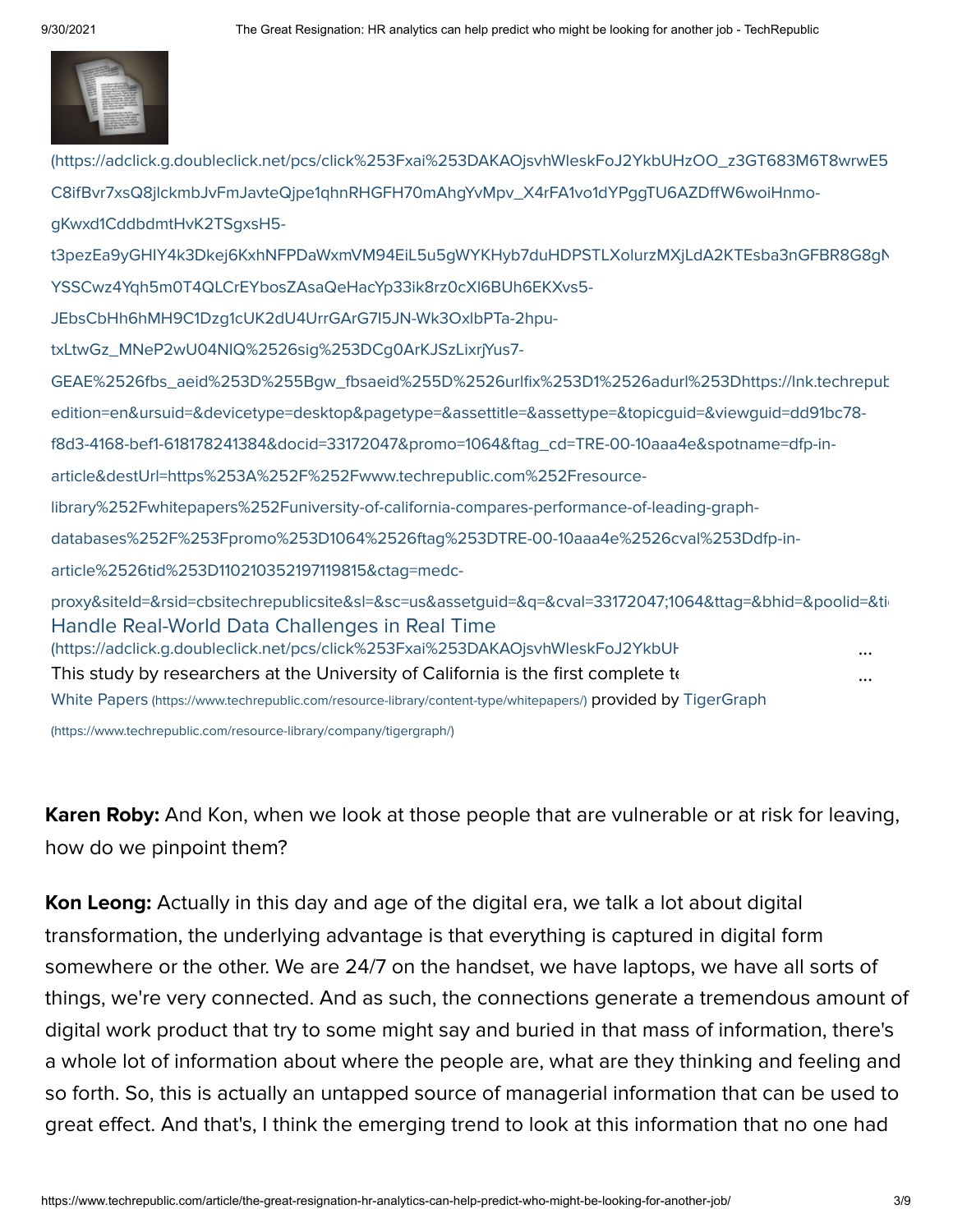(https://adclick.g.doubleclick.net/pcs/click%253Fxai%253DAKAOjsvhWleskFoJ2YkbUHzOO_z3GT683M6T8wrwE5C8ifBvr7xsQ8jlckmbJvFmJavteQjpe1qhnRHGFH70mAhgYvMpv_X4rFA1vo1dYPggTU6AZDffW6woiHnmo-gKwxd1CddbdmtHvK2TSgxsH5-t3pezEa9yGHlY4k3Dkej6KxhNFPDaWxmVM94EiL5u5gWYKHyb7duHDPSTLXolurzMXjLdA2KTEsba3nGFBR8G8gNYSSCwz4Yqh5m0T4QLCrEYbosZAsaQeHacYp33ik8rz0cXl6BUh6EKXvs5-JEbsCbHh6hMH9C1Dzg1cUK2dU4UrrGArG7I5JN-Wk3OxlbPTa-2hpu-txLtwGz_MNeP2wU04NlQ%2526sig%253DCg0ArKJSzLixrjYus7-GEAE%2526fbs_aeid%253D%255Bgw_fbsaeid%255D%2526urlfix%253D1%2526adurl%253Dhttps://lnk.techrepublic edition=en&ursuid=&devicetype=desktop&pagetype=&assettitle=&assettype=&topicguid=&viewguid=dd91bc78-f8d3-4168-bef1-618178241384&docid=33172047&promo=1064&ftag_cd=TRE-00-10aaa4e&spotname=dfp-in-article&destUrl=https%253A%252F%252Fwww.techrepublic.com%252Fresource-library%252Fwhitepapers%252Funiversity-of-california-compares-performance-of-leading-graph-databases%252F%253Fpromo%253D1064%2526ftag%253DTRE-00-10aaa4e%2526cval%253Ddfp-in-article%2526tid%253D110210352197119815&ctag=medc-proxy&siteId=&rsid=cbsitechrepublicsite&sl=&sc=us&assetguid=&q=&cval=33172047;1064&ttag=&bhid=&poolid=&ti

Handle Real-World Data Challenges in Real Time
(https://adclick.g.doubleclick.net/pcs/click%253Fxai%253DAKAOjsvhWleskFoJ2YkbUH ...

This study by researchers at the University of California is the first complete te ...

White Papers (https://www.techrepublic.com/resource-library/content-type/whitepapers/) provided by TigerGraph (https://www.techrepublic.com/resource-library/company/tigergraph/)

**Karen Roby:** And Kon, when we look at those people that are vulnerable or at risk for leaving, how do we pinpoint them?

**Kon Leong:** Actually in this day and age of the digital era, we talk a lot about digital transformation, the underlying advantage is that everything is captured in digital form somewhere or the other. We are 24/7 on the handset, we have laptops, we have all sorts of things, we're very connected. And as such, the connections generate a tremendous amount of digital work product that try to some might say and buried in that mass of information, there's a whole lot of information about where the people are, what are they thinking and feeling and so forth. So, this is actually an untapped source of managerial information that can be used to great effect. And that's, I think the emerging trend to look at this information that no one had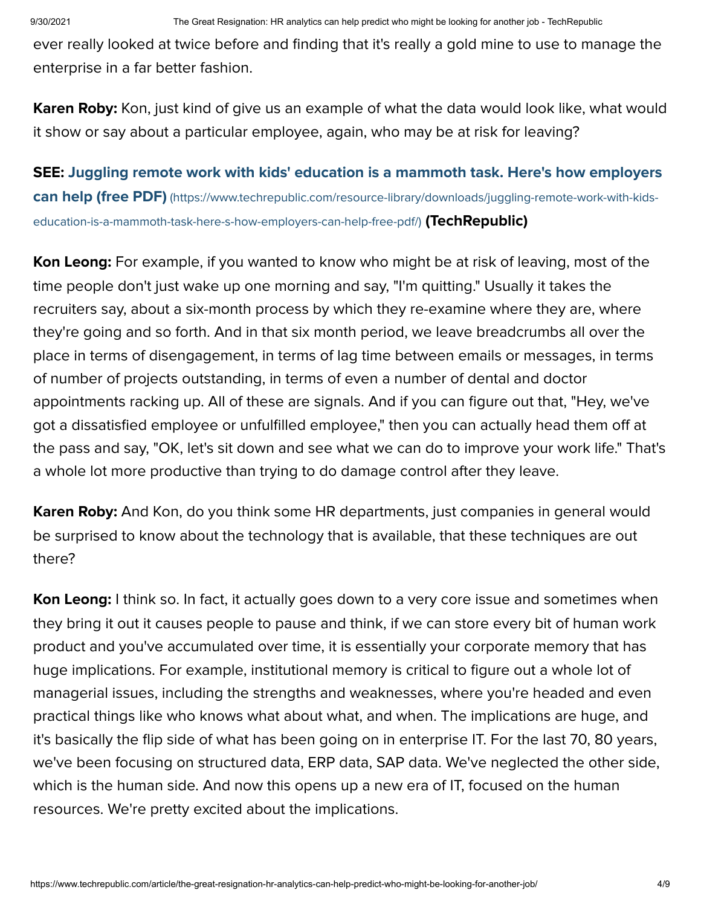ever really looked at twice before and finding that it's really a gold mine to use to manage the enterprise in a far better fashion.

**Karen Roby:** Kon, just kind of give us an example of what the data would look like, what would it show or say about a particular employee, again, who may be at risk for leaving?

**SEE: Juggling remote work with kids' education is a mammoth task. Here's how employers can help (free PDF)** (https://www.techrepublic.com/resource-library/downloads/juggling-remote-work-with-kids-education-is-a-mammoth-task-here-s-how-employers-can-help-free-pdf/) **(TechRepublic)**

**Kon Leong:** For example, if you wanted to know who might be at risk of leaving, most of the time people don't just wake up one morning and say, "I'm quitting." Usually it takes the recruiters say, about a six-month process by which they re-examine where they are, where they're going and so forth. And in that six month period, we leave breadcrumbs all over the place in terms of disengagement, in terms of lag time between emails or messages, in terms of number of projects outstanding, in terms of even a number of dental and doctor appointments racking up. All of these are signals. And if you can figure out that, "Hey, we've got a dissatisfied employee or unfulfilled employee," then you can actually head them off at the pass and say, "OK, let's sit down and see what we can do to improve your work life." That's a whole lot more productive than trying to do damage control after they leave.

**Karen Roby:** And Kon, do you think some HR departments, just companies in general would be surprised to know about the technology that is available, that these techniques are out there?

**Kon Leong:** I think so. In fact, it actually goes down to a very core issue and sometimes when they bring it out it causes people to pause and think, if we can store every bit of human work product and you've accumulated over time, it is essentially your corporate memory that has huge implications. For example, institutional memory is critical to figure out a whole lot of managerial issues, including the strengths and weaknesses, where you're headed and even practical things like who knows what about what, and when. The implications are huge, and it's basically the flip side of what has been going on in enterprise IT. For the last 70, 80 years, we've been focusing on structured data, ERP data, SAP data. We've neglected the other side, which is the human side. And now this opens up a new era of IT, focused on the human resources. We're pretty excited about the implications.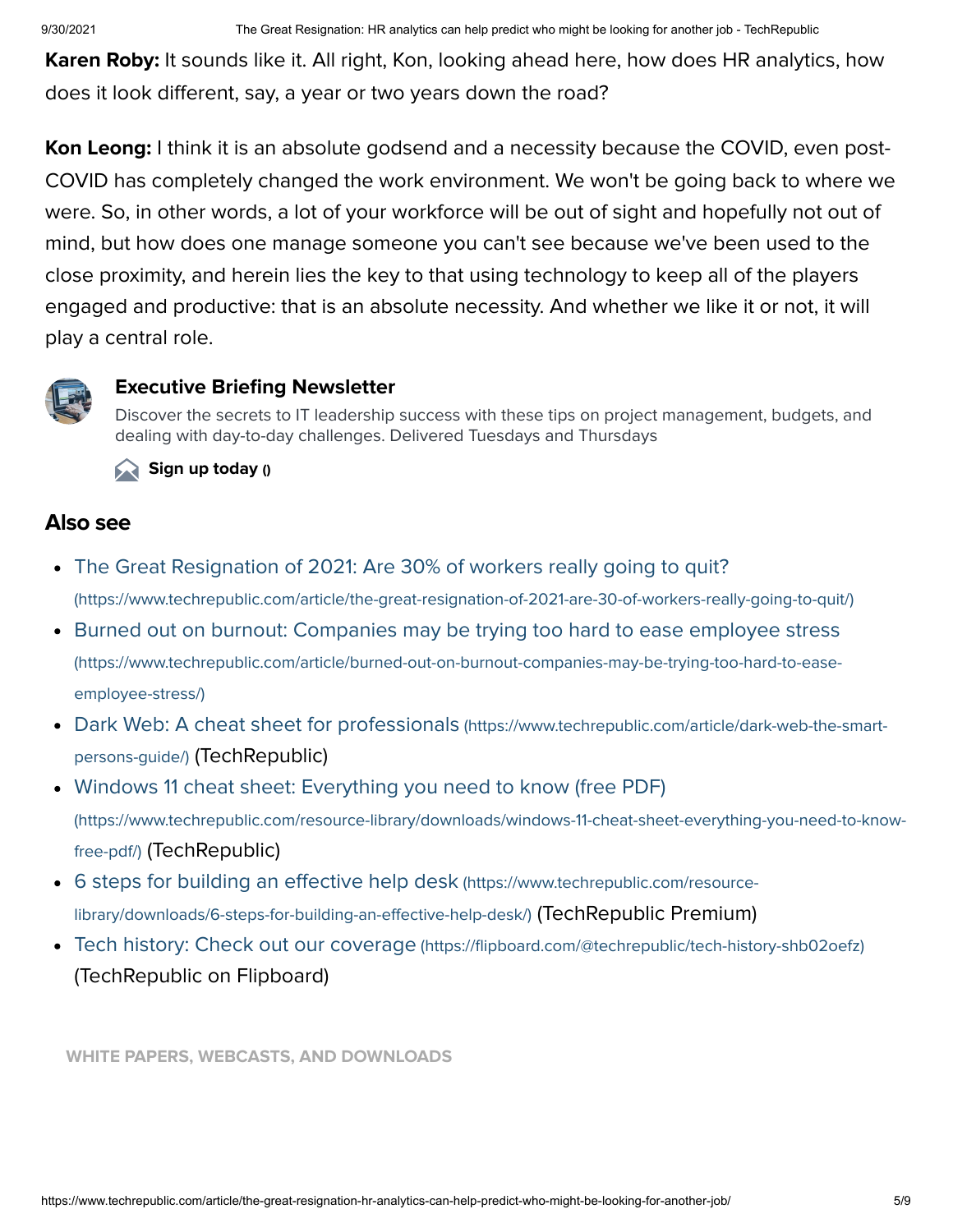**Karen Roby:** It sounds like it. All right, Kon, looking ahead here, how does HR analytics, how does it look different, say, a year or two years down the road?

**Kon Leong:** I think it is an absolute godsend and a necessity because the COVID, even post-COVID has completely changed the work environment. We won't be going back to where we were. So, in other words, a lot of your workforce will be out of sight and hopefully not out of mind, but how does one manage someone you can't see because we've been used to the close proximity, and herein lies the key to that using technology to keep all of the players engaged and productive: that is an absolute necessity. And whether we like it or not, it will play a central role.

**Executive Briefing Newsletter**

Discover the secrets to IT leadership success with these tips on project management, budgets, and dealing with day-to-day challenges. Delivered Tuesdays and Thursdays

**Sign up today ()**

## Also see

- The Great Resignation of 2021: Are 30% of workers really going to quit? (https://www.techrepublic.com/article/the-great-resignation-of-2021-are-30-of-workers-really-going-to-quit/)
- Burned out on burnout: Companies may be trying too hard to ease employee stress (https://www.techrepublic.com/article/burned-out-on-burnout-companies-may-be-trying-too-hard-to-ease-employee-stress/)
- Dark Web: A cheat sheet for professionals (https://www.techrepublic.com/article/dark-web-the-smart-persons-guide/) (TechRepublic)
- Windows 11 cheat sheet: Everything you need to know (free PDF) (https://www.techrepublic.com/resource-library/downloads/windows-11-cheat-sheet-everything-you-need-to-know-free-pdf/) (TechRepublic)
- 6 steps for building an effective help desk (https://www.techrepublic.com/resource-library/downloads/6-steps-for-building-an-effective-help-desk/) (TechRepublic Premium)
- Tech history: Check out our coverage (https://flipboard.com/@techrepublic/tech-history-shb02oefz) (TechRepublic on Flipboard)

WHITE PAPERS, WEBCASTS, AND DOWNLOADS